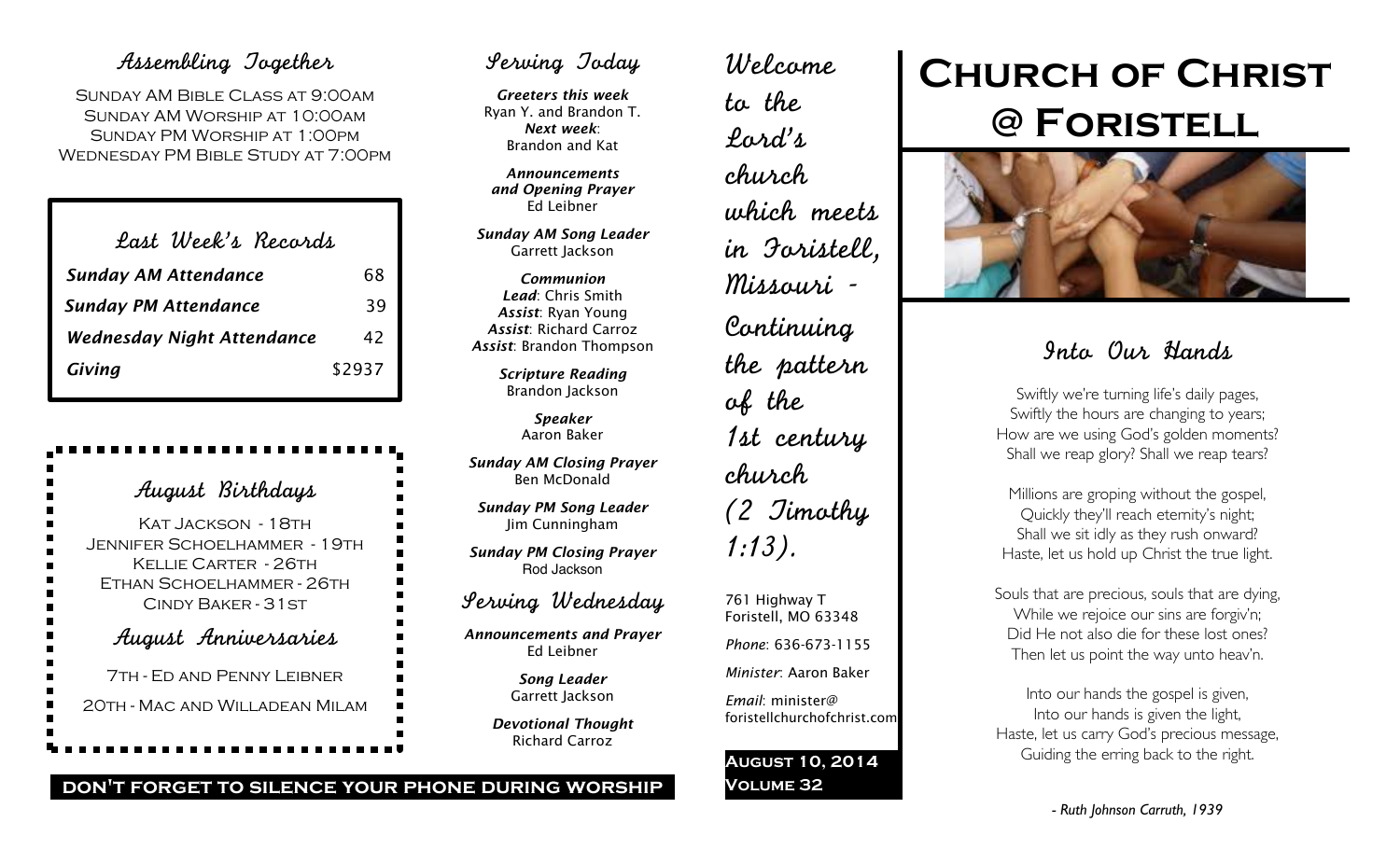## Assembling Together

Sunday AM Bible Class at 9:00am
Sunday AM Worship at 10:00am
Sunday PM Worship at 1:00pm
Wednesday PM Bible Study at 7:00pm

## Last Week's Records

| | |
|---|---|
| *Sunday AM Attendance* | 68 |
| *Sunday PM Attendance* | 39 |
| *Wednesday Night Attendance* | 42 |
| *Giving* | $2937 |

## August Birthdays

Kat Jackson - 18th
Jennifer Schoelhammer - 19th
Kellie Carter - 26th
Ethan Schoelhammer - 26th
Cindy Baker - 31st

## August Anniversaries

7th - Ed and Penny Leibner

20th - Mac and Willadean Milam

## Serving Today

***Greeters this week***
Ryan Y. and Brandon T.
***Next week***:
Brandon and Kat

***Announcements and Opening Prayer***
Ed Leibner

***Sunday AM Song Leader***
Garrett Jackson

***Communion***
***Lead***: Chris Smith
***Assist***: Ryan Young
***Assist***: Richard Carroz
***Assist***: Brandon Thompson

***Scripture Reading***
Brandon Jackson

***Speaker***
Aaron Baker

***Sunday AM Closing Prayer***
Ben McDonald

***Sunday PM Song Leader***
Jim Cunningham

***Sunday PM Closing Prayer***
Rod Jackson

## Serving Wednesday

***Announcements and Prayer***
Ed Leibner

***Song Leader***
Garrett Jackson

***Devotional Thought***
Richard Carroz

**DON'T FORGET TO SILENCE YOUR PHONE DURING WORSHIP**

Welcome to the Lord's church which meets in Foristell, Missouri - Continuing the pattern of the 1st century church (2 Timothy 1:13).

761 Highway T
Foristell, MO 63348

*Phone*: 636-673-1155

*Minister*: Aaron Baker

*Email*: minister@foristellchurchofchrist.com

**August 10, 2014**
**Volume 32**

# Church of Christ @ Foristell

## Into Our Hands

Swiftly we're turning life's daily pages,
Swiftly the hours are changing to years;
How are we using God's golden moments?
Shall we reap glory? Shall we reap tears?

Millions are groping without the gospel,
Quickly they'll reach eternity's night;
Shall we sit idly as they rush onward?
Haste, let us hold up Christ the true light.

Souls that are precious, souls that are dying,
While we rejoice our sins are forgiv'n;
Did He not also die for these lost ones?
Then let us point the way unto heav'n.

Into our hands the gospel is given,
Into our hands is given the light,
Haste, let us carry God's precious message,
Guiding the erring back to the right.

*- Ruth Johnson Carruth, 1939*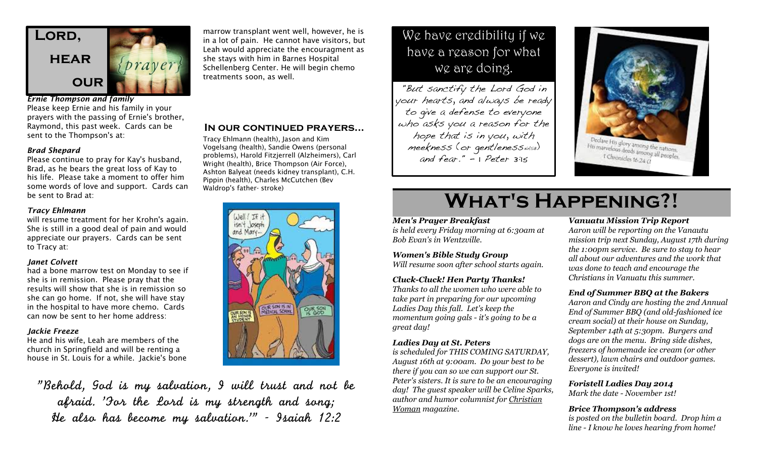# Lord, hear our prayer

***Ernie Thompson and family***
Please keep Ernie and his family in your prayers with the passing of Ernie's brother, Raymond, this past week. Cards can be sent to the Thompson's at:

***Brad Shepard***
Please continue to pray for Kay's husband, Brad, as he bears the great loss of Kay to his life. Please take a moment to offer him some words of love and support. Cards can be sent to Brad at:

***Tracy Ehlmann***
will resume treatment for her Krohn's again. She is still in a good deal of pain and would appreciate our prayers. Cards can be sent to Tracy at:

***Janet Colvett***
had a bone marrow test on Monday to see if she is in remission. Please pray that the results will show that she is in remission so she can go home. If not, she will have stay in the hospital to have more chemo. Cards can now be sent to her home address:

***Jackie Freeze***
He and his wife, Leah are members of the church in Springfield and will be renting a house in St. Louis for a while. Jackie's bone marrow transplant went well, however, he is in a lot of pain. He cannot have visitors, but Leah would appreciate the encouragment as she stays with him in Barnes Hospital Schellenberg Center. He will begin chemo treatments soon, as well.

## In our continued prayers...

Tracy Ehlmann (health), Jason and Kim Vogelsang (health), Sandie Owens (personal problems), Harold Fitzjerrell (Alzheimers), Carl Wright (health), Brice Thompson (Air Force), Ashton Balyeat (needs kidney transplant), C.H. Pippin (health), Charles McCutchen (Bev Waldrop's father- stroke)

"Behold, God is my salvation, I will trust and not be afraid. 'For the Lord is my strength and song; He also has become my salvation.'" - Isaiah 12:2

## We have credibility if we have a reason for what we are doing.

"But sanctify the Lord God in your hearts, and always be ready to give a defense to everyone who asks you a reason for the hope that is in you, with meekness (or gentleness NASB) and fear." - 1 Peter 3:15

# What's Happening?!

***Men's Prayer Breakfast***
*is held every Friday morning at 6:30am at Bob Evan's in Wentzville.*

***Women's Bible Study Group***
*Will resume soon after school starts again.*

***Cluck-Cluck! Hen Party Thanks!***
*Thanks to all the women who were able to take part in preparing for our upcoming Ladies Day this fall. Let's keep the momentum going gals - it's going to be a great day!*

***Ladies Day at St. Peters***
*is scheduled for THIS COMING SATURDAY, August 16th at 9:00am. Do your best to be there if you can so we can support our St. Peter's sisters. It is sure to be an encouraging day! The guest speaker will be Celine Sparks, author and humor columnist for Christian Woman magazine.*

***Vanuatu Mission Trip Report***
*Aaron will be reporting on the Vanautu mission trip next Sunday, August 17th during the 1:00pm service. Be sure to stay to hear all about our adventures and the work that was done to teach and encourage the Christians in Vanuatu this summer.*

***End of Summer BBQ at the Bakers***
*Aaron and Cindy are hosting the 2nd Annual End of Summer BBQ (and old-fashioned ice cream social) at their house on Sunday, September 14th at 5:30pm. Burgers and dogs are on the menu. Bring side dishes, freezers of homemade ice cream (or other dessert), lawn chairs and outdoor games. Everyone is invited!*

***Foristell Ladies Day 2014***
*Mark the date - November 1st!*

***Brice Thompson's address***
*is posted on the bulletin board. Drop him a line - I know he loves hearing from home!*